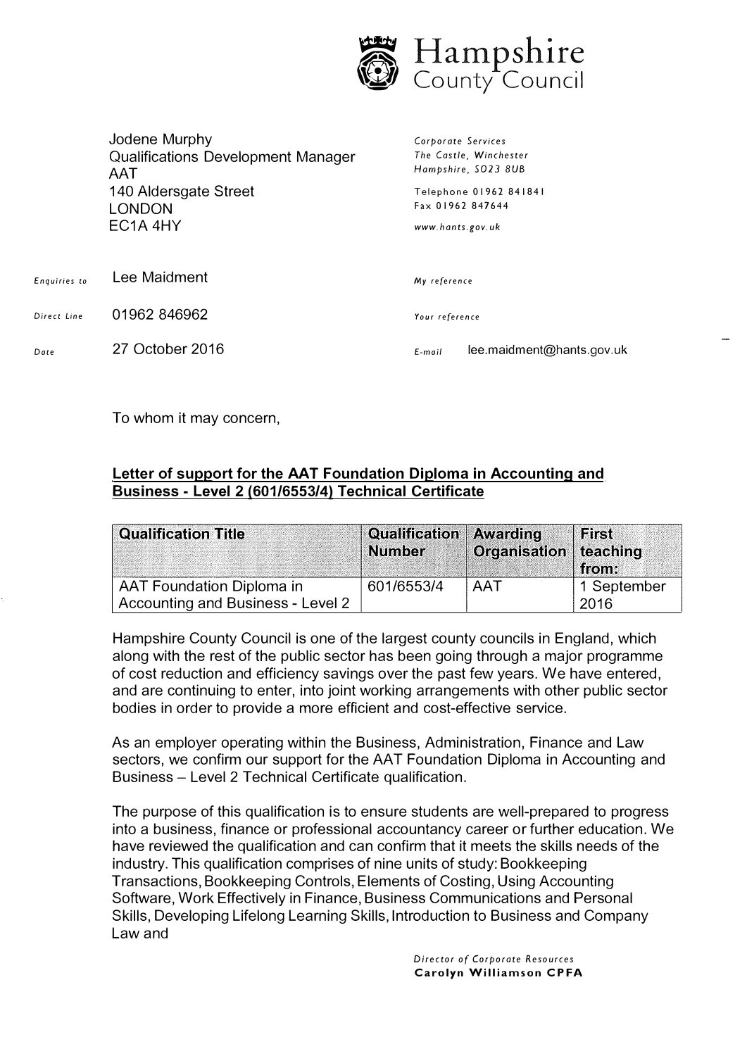# Hampshire County Council

Jodene Murphy
Qualifications Development Manager
AAT
140 Aldersgate Street
LONDON
EC1A 4HY

*Corporate Services*
*The Castle, Winchester*
*Hampshire, SO23 8UB*

Telephone 01962 841841
Fax 01962 847644

*www.hants.gov.uk*

*Enquiries to* Lee Maidment

*My reference*

*Direct Line* 01962 846962

*Your reference*

*Date* 27 October 2016

*E-mail* lee.maidment@hants.gov.uk

To whom it may concern,

**Letter of support for the AAT Foundation Diploma in Accounting and Business - Level 2 (601/6553/4) Technical Certificate**

| Qualification Title | Qualification Number | Awarding Organisation | First teaching from: |
|---|---|---|---|
| AAT Foundation Diploma in Accounting and Business - Level 2 | 601/6553/4 | AAT | 1 September 2016 |

Hampshire County Council is one of the largest county councils in England, which along with the rest of the public sector has been going through a major programme of cost reduction and efficiency savings over the past few years. We have entered, and are continuing to enter, into joint working arrangements with other public sector bodies in order to provide a more efficient and cost-effective service.

As an employer operating within the Business, Administration, Finance and Law sectors, we confirm our support for the AAT Foundation Diploma in Accounting and Business – Level 2 Technical Certificate qualification.

The purpose of this qualification is to ensure students are well-prepared to progress into a business, finance or professional accountancy career or further education. We have reviewed the qualification and can confirm that it meets the skills needs of the industry. This qualification comprises of nine units of study: Bookkeeping Transactions, Bookkeeping Controls, Elements of Costing, Using Accounting Software, Work Effectively in Finance, Business Communications and Personal Skills, Developing Lifelong Learning Skills, Introduction to Business and Company Law and

*Director of Corporate Resources*
**Carolyn Williamson CPFA**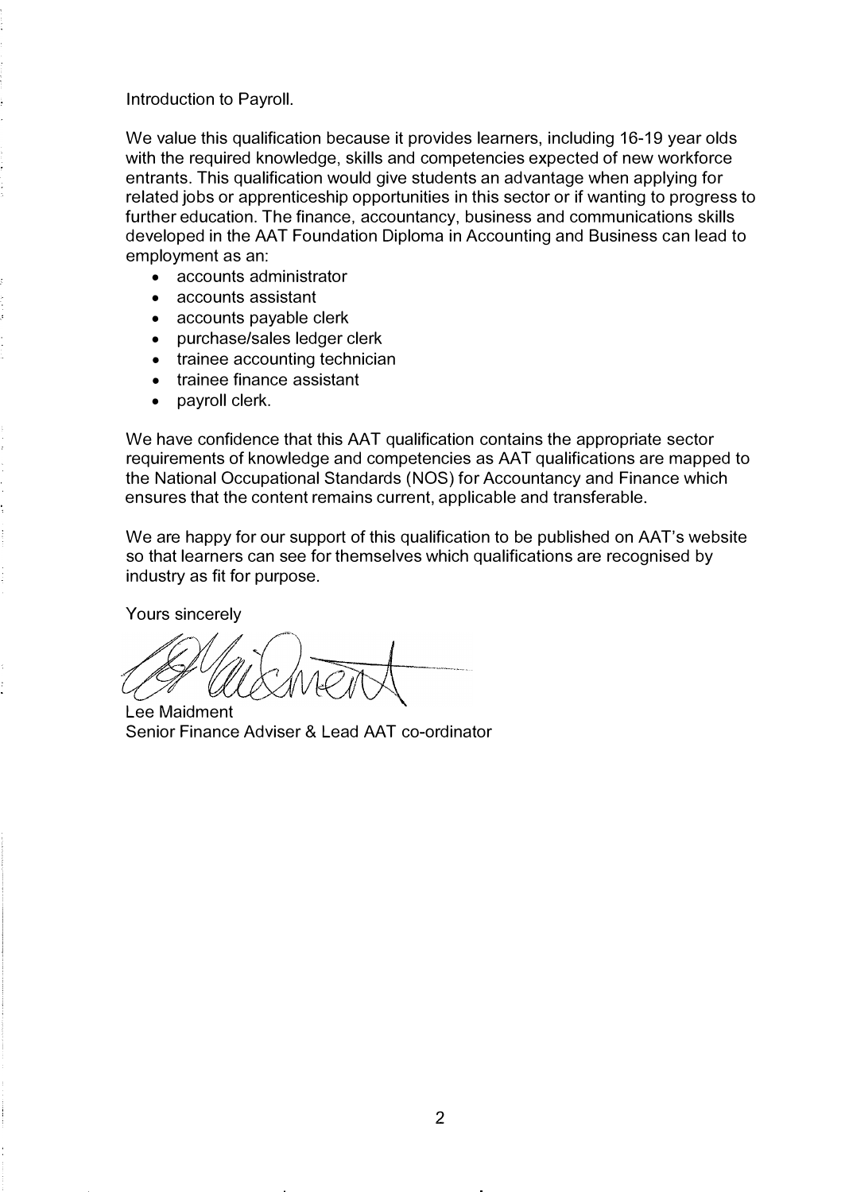Introduction to Payroll.

We value this qualification because it provides learners, including 16-19 year olds with the required knowledge, skills and competencies expected of new workforce entrants. This qualification would give students an advantage when applying for related jobs or apprenticeship opportunities in this sector or if wanting to progress to further education. The finance, accountancy, business and communications skills developed in the AAT Foundation Diploma in Accounting and Business can lead to employment as an:

- accounts administrator
- accounts assistant
- accounts payable clerk
- purchase/sales ledger clerk
- trainee accounting technician
- trainee finance assistant
- payroll clerk.

We have confidence that this AAT qualification contains the appropriate sector requirements of knowledge and competencies as AAT qualifications are mapped to the National Occupational Standards (NOS) for Accountancy and Finance which ensures that the content remains current, applicable and transferable.

We are happy for our support of this qualification to be published on AAT's website so that learners can see for themselves which qualifications are recognised by industry as fit for purpose.

Yours sincerely

Lee Maidment
Senior Finance Adviser & Lead AAT co-ordinator